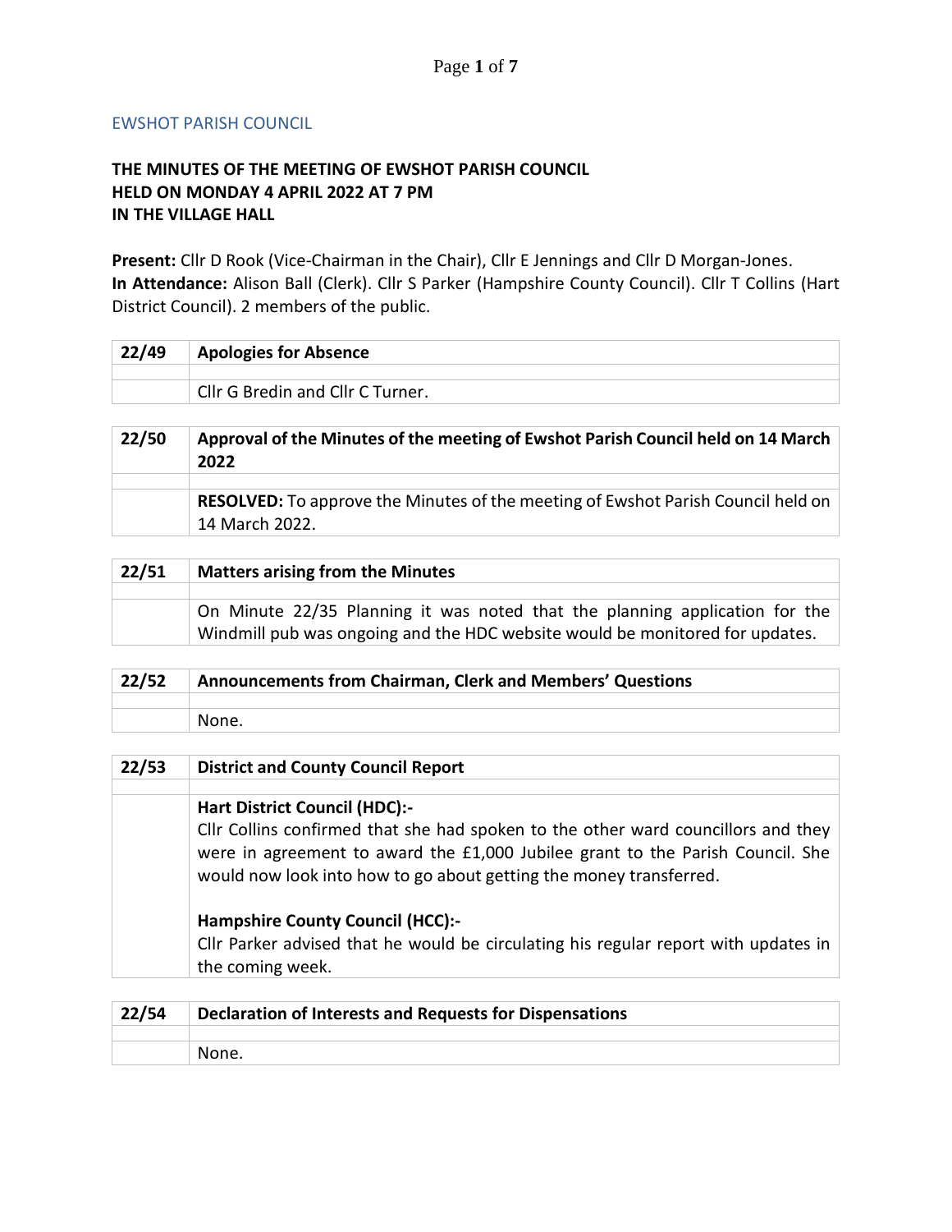EWSHOT PARISH COUNCIL

**THE MINUTES OF THE MEETING OF EWSHOT PARISH COUNCIL**
**HELD ON MONDAY 4 APRIL 2022 AT 7 PM**
**IN THE VILLAGE HALL**

**Present:** Cllr D Rook (Vice-Chairman in the Chair), Cllr E Jennings and Cllr D Morgan-Jones.
**In Attendance:** Alison Ball (Clerk). Cllr S Parker (Hampshire County Council). Cllr T Collins (Hart District Council). 2 members of the public.

| 22/49 | **Apologies for Absence** |
|---|---|
| | Cllr G Bredin and Cllr C Turner. |

| 22/50 | **Approval of the Minutes of the meeting of Ewshot Parish Council held on 14 March 2022** |
|---|---|
| | **RESOLVED:** To approve the Minutes of the meeting of Ewshot Parish Council held on 14 March 2022. |

| 22/51 | **Matters arising from the Minutes** |
|---|---|
| | On Minute 22/35 Planning it was noted that the planning application for the Windmill pub was ongoing and the HDC website would be monitored for updates. |

| 22/52 | **Announcements from Chairman, Clerk and Members' Questions** |
|---|---|
| | None. |

| 22/53 | **District and County Council Report** |
|---|---|
| | **Hart District Council (HDC):-** Cllr Collins confirmed that she had spoken to the other ward councillors and they were in agreement to award the £1,000 Jubilee grant to the Parish Council. She would now look into how to go about getting the money transferred. |
| | **Hampshire County Council (HCC):-** Cllr Parker advised that he would be circulating his regular report with updates in the coming week. |

| 22/54 | **Declaration of Interests and Requests for Dispensations** |
|---|---|
| | None. |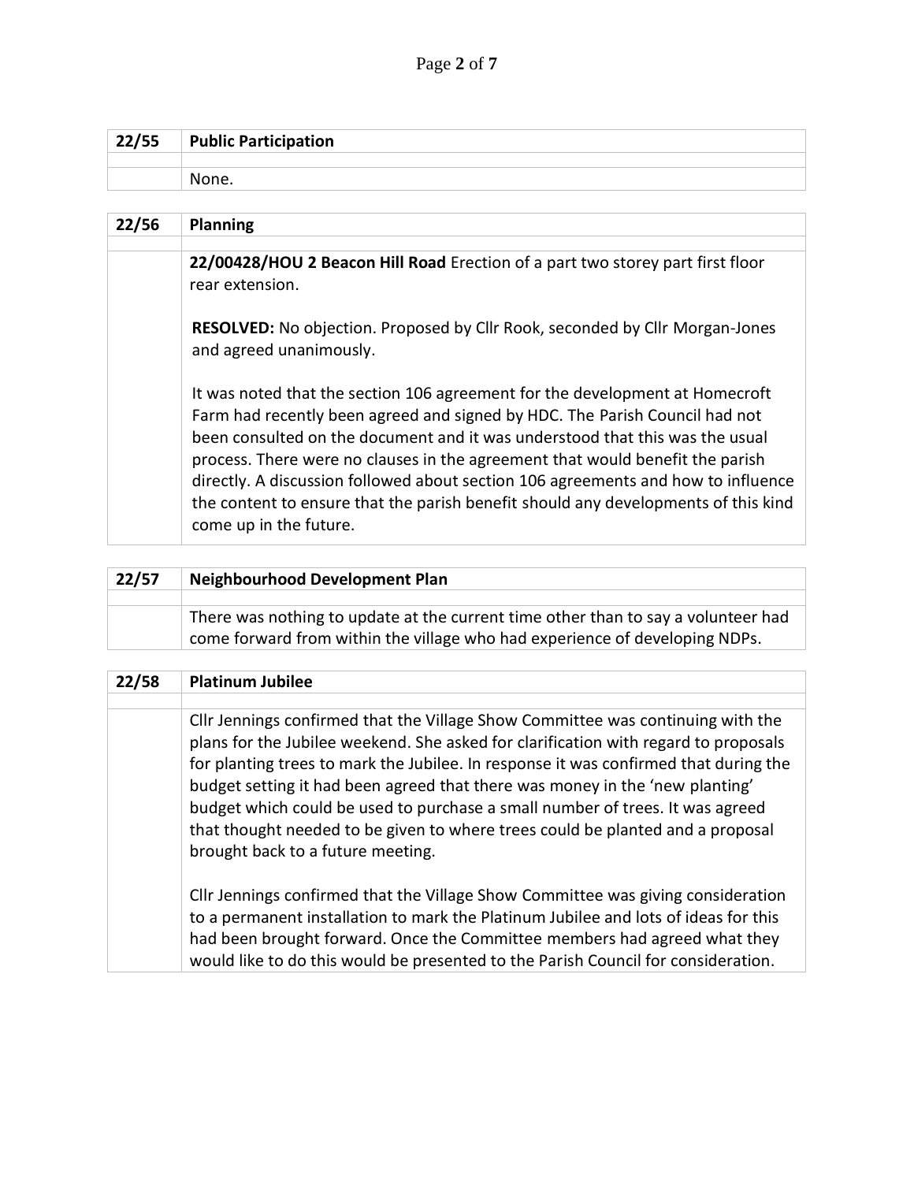| 22/55 | Public Participation |
|---|---|
| | |
| | None. |

| 22/56 | Planning |
|---|---|
| | |
| | **22/00428/HOU 2 Beacon Hill Road** Erection of a part two storey part first floor rear extension.<br><br>**RESOLVED:** No objection. Proposed by Cllr Rook, seconded by Cllr Morgan-Jones and agreed unanimously.<br><br>It was noted that the section 106 agreement for the development at Homecroft Farm had recently been agreed and signed by HDC. The Parish Council had not been consulted on the document and it was understood that this was the usual process. There were no clauses in the agreement that would benefit the parish directly. A discussion followed about section 106 agreements and how to influence the content to ensure that the parish benefit should any developments of this kind come up in the future. |

| 22/57 | Neighbourhood Development Plan |
|---|---|
| | |
| | There was nothing to update at the current time other than to say a volunteer had come forward from within the village who had experience of developing NDPs. |

| 22/58 | Platinum Jubilee |
|---|---|
| | |
| | Cllr Jennings confirmed that the Village Show Committee was continuing with the plans for the Jubilee weekend. She asked for clarification with regard to proposals for planting trees to mark the Jubilee. In response it was confirmed that during the budget setting it had been agreed that there was money in the 'new planting' budget which could be used to purchase a small number of trees. It was agreed that thought needed to be given to where trees could be planted and a proposal brought back to a future meeting.<br><br>Cllr Jennings confirmed that the Village Show Committee was giving consideration to a permanent installation to mark the Platinum Jubilee and lots of ideas for this had been brought forward. Once the Committee members had agreed what they would like to do this would be presented to the Parish Council for consideration. |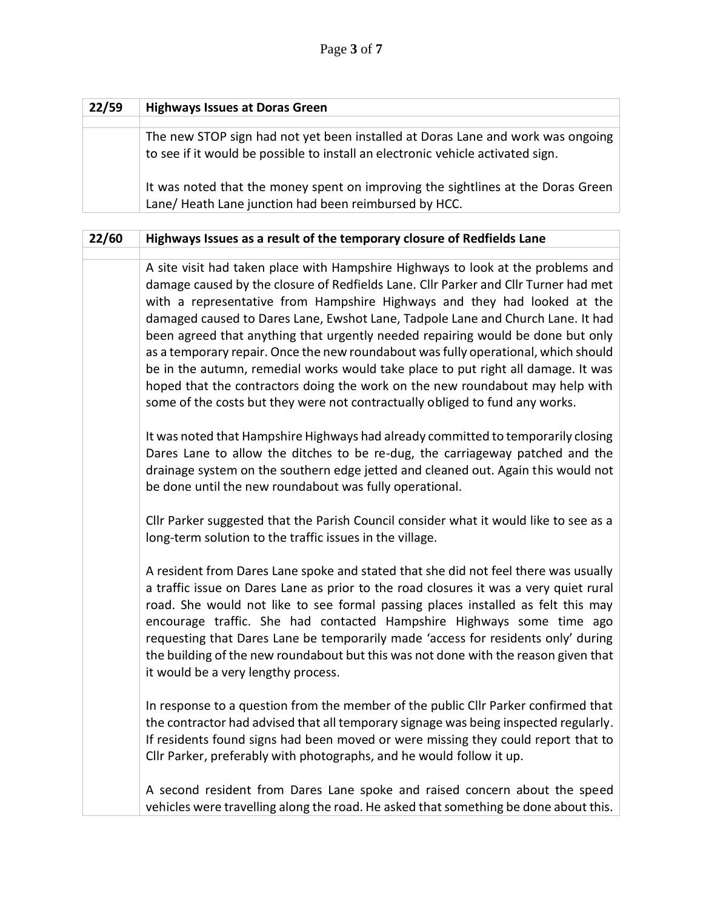| 22/59 | Highways Issues at Doras Green |
|---|---|
| | The new STOP sign had not yet been installed at Doras Lane and work was ongoing to see if it would be possible to install an electronic vehicle activated sign.<br><br>It was noted that the money spent on improving the sightlines at the Doras Green Lane/ Heath Lane junction had been reimbursed by HCC. |

| 22/60 | Highways Issues as a result of the temporary closure of Redfields Lane |
|---|---|
| | A site visit had taken place with Hampshire Highways to look at the problems and damage caused by the closure of Redfields Lane. Cllr Parker and Cllr Turner had met with a representative from Hampshire Highways and they had looked at the damaged caused to Dares Lane, Ewshot Lane, Tadpole Lane and Church Lane. It had been agreed that anything that urgently needed repairing would be done but only as a temporary repair. Once the new roundabout was fully operational, which should be in the autumn, remedial works would take place to put right all damage. It was hoped that the contractors doing the work on the new roundabout may help with some of the costs but they were not contractually obliged to fund any works.<br><br>It was noted that Hampshire Highways had already committed to temporarily closing Dares Lane to allow the ditches to be re-dug, the carriageway patched and the drainage system on the southern edge jetted and cleaned out. Again this would not be done until the new roundabout was fully operational.<br><br>Cllr Parker suggested that the Parish Council consider what it would like to see as a long-term solution to the traffic issues in the village.<br><br>A resident from Dares Lane spoke and stated that she did not feel there was usually a traffic issue on Dares Lane as prior to the road closures it was a very quiet rural road. She would not like to see formal passing places installed as felt this may encourage traffic. She had contacted Hampshire Highways some time ago requesting that Dares Lane be temporarily made 'access for residents only' during the building of the new roundabout but this was not done with the reason given that it would be a very lengthy process.<br><br>In response to a question from the member of the public Cllr Parker confirmed that the contractor had advised that all temporary signage was being inspected regularly. If residents found signs had been moved or were missing they could report that to Cllr Parker, preferably with photographs, and he would follow it up.<br><br>A second resident from Dares Lane spoke and raised concern about the speed vehicles were travelling along the road. He asked that something be done about this. |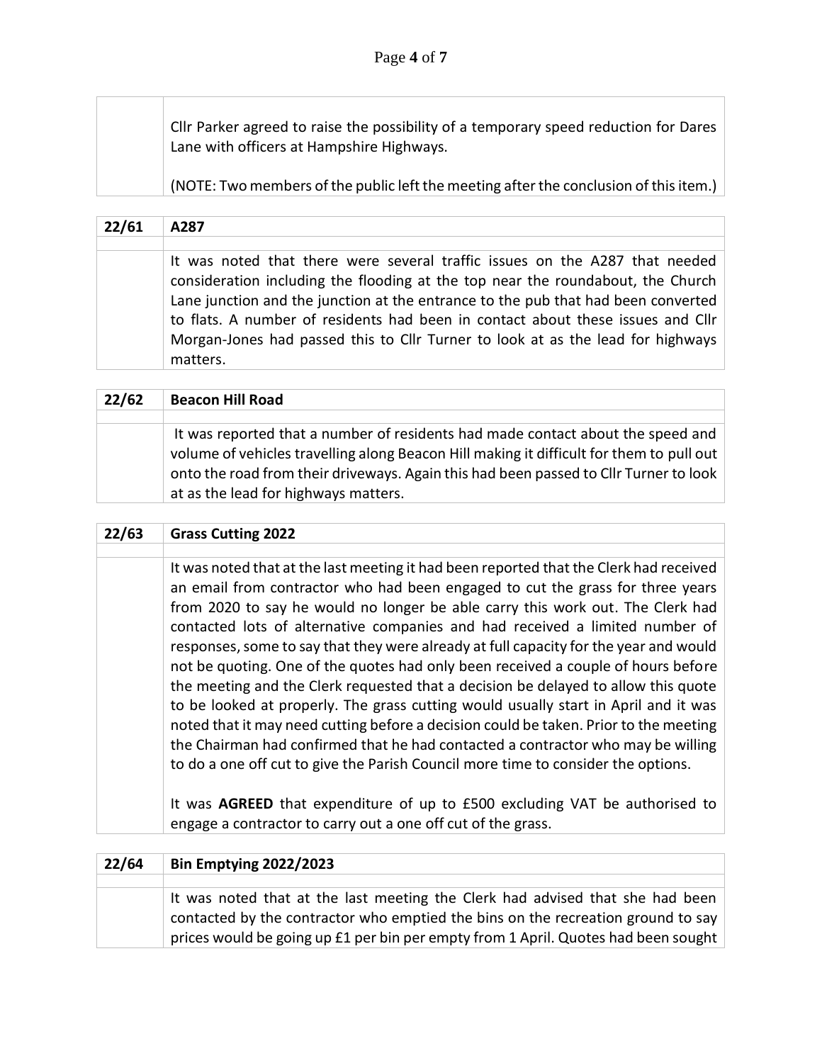Cllr Parker agreed to raise the possibility of a temporary speed reduction for Dares Lane with officers at Hampshire Highways.

(NOTE: Two members of the public left the meeting after the conclusion of this item.)

## 22/61 A287

It was noted that there were several traffic issues on the A287 that needed consideration including the flooding at the top near the roundabout, the Church Lane junction and the junction at the entrance to the pub that had been converted to flats. A number of residents had been in contact about these issues and Cllr Morgan-Jones had passed this to Cllr Turner to look at as the lead for highways matters.

## 22/62 Beacon Hill Road

It was reported that a number of residents had made contact about the speed and volume of vehicles travelling along Beacon Hill making it difficult for them to pull out onto the road from their driveways. Again this had been passed to Cllr Turner to look at as the lead for highways matters.

## 22/63 Grass Cutting 2022

It was noted that at the last meeting it had been reported that the Clerk had received an email from contractor who had been engaged to cut the grass for three years from 2020 to say he would no longer be able carry this work out. The Clerk had contacted lots of alternative companies and had received a limited number of responses, some to say that they were already at full capacity for the year and would not be quoting. One of the quotes had only been received a couple of hours before the meeting and the Clerk requested that a decision be delayed to allow this quote to be looked at properly. The grass cutting would usually start in April and it was noted that it may need cutting before a decision could be taken. Prior to the meeting the Chairman had confirmed that he had contacted a contractor who may be willing to do a one off cut to give the Parish Council more time to consider the options.

It was **AGREED** that expenditure of up to £500 excluding VAT be authorised to engage a contractor to carry out a one off cut of the grass.

## 22/64 Bin Emptying 2022/2023

It was noted that at the last meeting the Clerk had advised that she had been contacted by the contractor who emptied the bins on the recreation ground to say prices would be going up £1 per bin per empty from 1 April. Quotes had been sought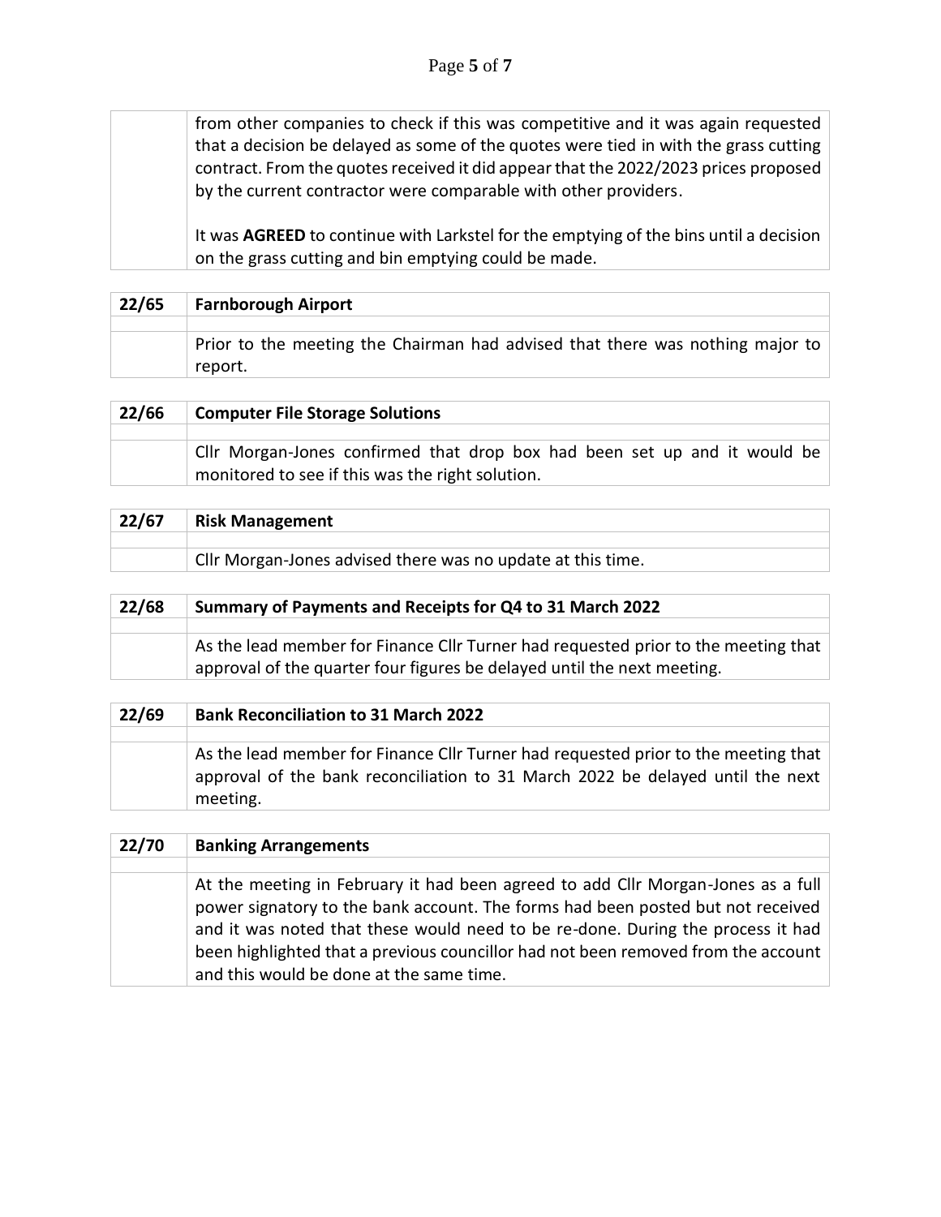| | |
|---|---|
| | from other companies to check if this was competitive and it was again requested that a decision be delayed as some of the quotes were tied in with the grass cutting contract. From the quotes received it did appear that the 2022/2023 prices proposed by the current contractor were comparable with other providers.<br><br>It was **AGREED** to continue with Larkstel for the emptying of the bins until a decision on the grass cutting and bin emptying could be made. |

| **22/65** | **Farnborough Airport** |
|---|---|
| | |
| | Prior to the meeting the Chairman had advised that there was nothing major to report. |

| **22/66** | **Computer File Storage Solutions** |
|---|---|
| | |
| | Cllr Morgan-Jones confirmed that drop box had been set up and it would be monitored to see if this was the right solution. |

| **22/67** | **Risk Management** |
|---|---|
| | |
| | Cllr Morgan-Jones advised there was no update at this time. |

| **22/68** | **Summary of Payments and Receipts for Q4 to 31 March 2022** |
|---|---|
| | |
| | As the lead member for Finance Cllr Turner had requested prior to the meeting that approval of the quarter four figures be delayed until the next meeting. |

| **22/69** | **Bank Reconciliation to 31 March 2022** |
|---|---|
| | |
| | As the lead member for Finance Cllr Turner had requested prior to the meeting that approval of the bank reconciliation to 31 March 2022 be delayed until the next meeting. |

| **22/70** | **Banking Arrangements** |
|---|---|
| | |
| | At the meeting in February it had been agreed to add Cllr Morgan-Jones as a full power signatory to the bank account. The forms had been posted but not received and it was noted that these would need to be re-done. During the process it had been highlighted that a previous councillor had not been removed from the account and this would be done at the same time. |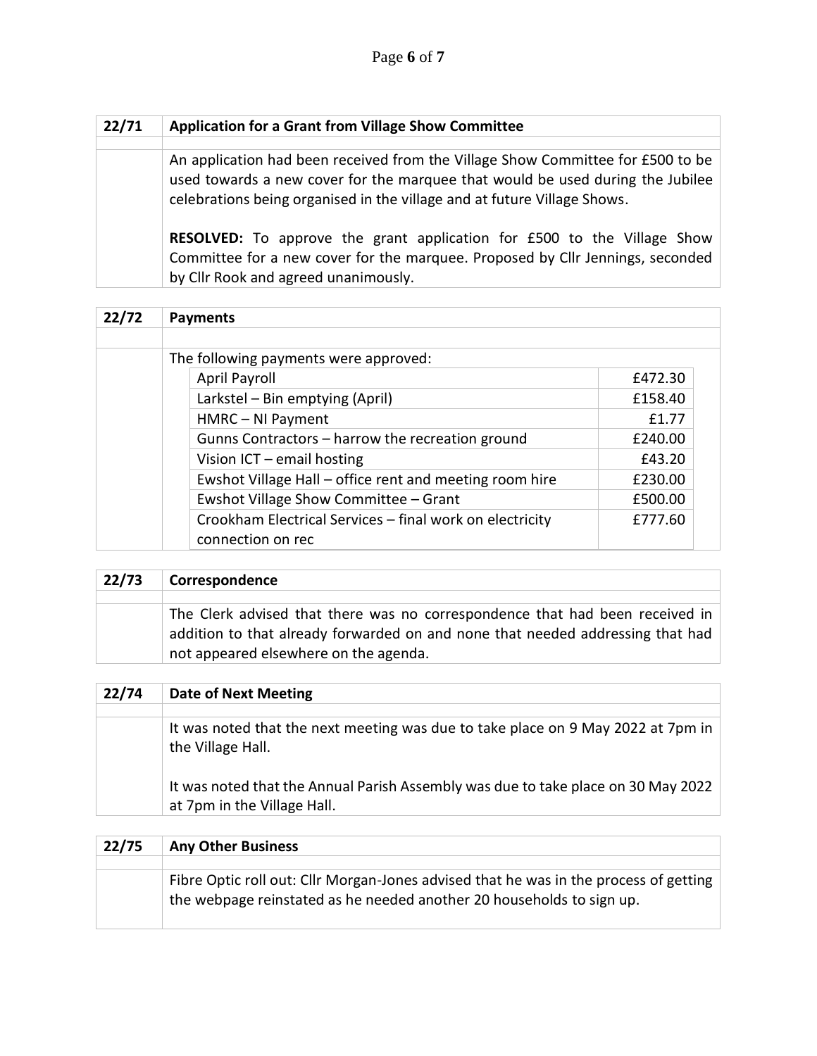## 22/71 Application for a Grant from Village Show Committee

An application had been received from the Village Show Committee for £500 to be used towards a new cover for the marquee that would be used during the Jubilee celebrations being organised in the village and at future Village Shows.

**RESOLVED:** To approve the grant application for £500 to the Village Show Committee for a new cover for the marquee. Proposed by Cllr Jennings, seconded by Cllr Rook and agreed unanimously.

## 22/72 Payments

The following payments were approved:

| Payment | Amount |
|---|---|
| April Payroll | £472.30 |
| Larkstel – Bin emptying (April) | £158.40 |
| HMRC – NI Payment | £1.77 |
| Gunns Contractors – harrow the recreation ground | £240.00 |
| Vision ICT – email hosting | £43.20 |
| Ewshot Village Hall – office rent and meeting room hire | £230.00 |
| Ewshot Village Show Committee – Grant | £500.00 |
| Crookham Electrical Services – final work on electricity connection on rec | £777.60 |

## 22/73 Correspondence

The Clerk advised that there was no correspondence that had been received in addition to that already forwarded on and none that needed addressing that had not appeared elsewhere on the agenda.

## 22/74 Date of Next Meeting

It was noted that the next meeting was due to take place on 9 May 2022 at 7pm in the Village Hall.

It was noted that the Annual Parish Assembly was due to take place on 30 May 2022 at 7pm in the Village Hall.

## 22/75 Any Other Business

Fibre Optic roll out: Cllr Morgan-Jones advised that he was in the process of getting the webpage reinstated as he needed another 20 households to sign up.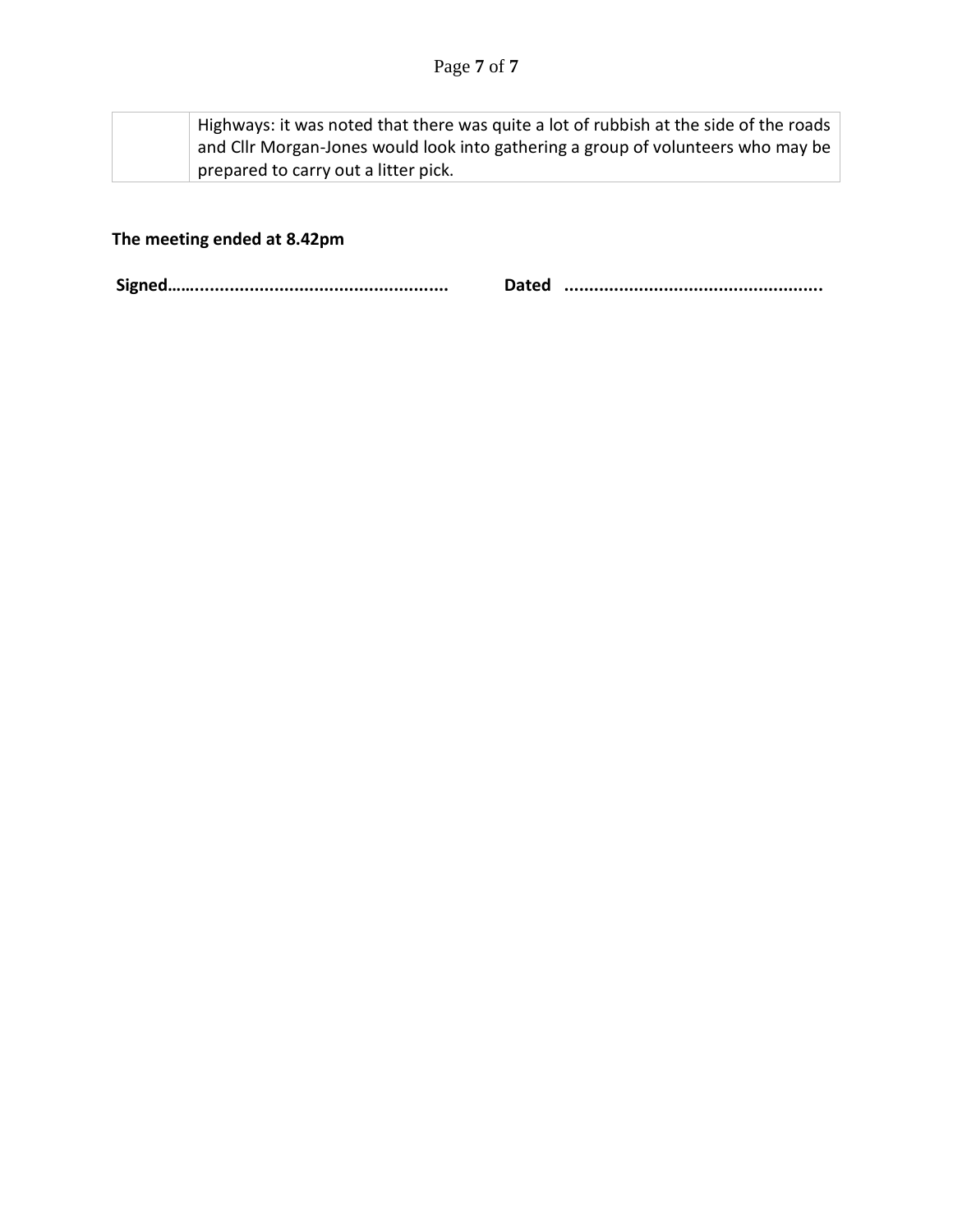| | |
|---|---|
| | Highways: it was noted that there was quite a lot of rubbish at the side of the roads and Cllr Morgan-Jones would look into gathering a group of volunteers who may be prepared to carry out a litter pick. |

**The meeting ended at 8.42pm**

**Signed……..................................................** **Dated ..................................................**